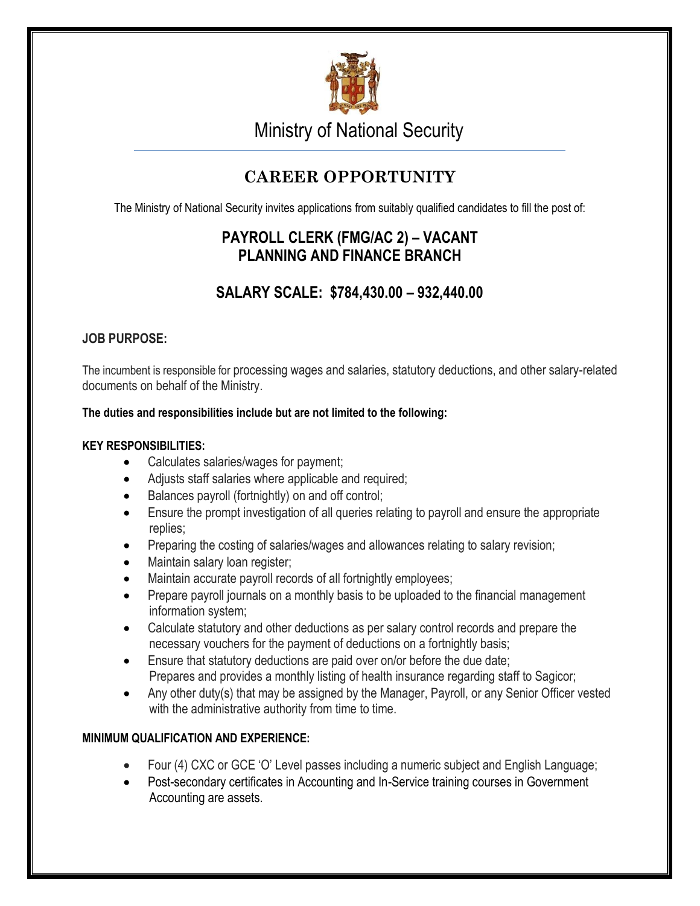# Ministry of National Security

## CAREER OPPORTUNITY

The Ministry of National Security invites applications from suitably qualified candidates to fill the post of:

## PAYROLL CLERK (FMG/AC 2) – VACANT
## PLANNING AND FINANCE BRANCH

## SALARY SCALE: $784,430.00 – 932,440.00

**JOB PURPOSE:**

The incumbent is responsible for processing wages and salaries, statutory deductions, and other salary-related documents on behalf of the Ministry.

**The duties and responsibilities include but are not limited to the following:**

**KEY RESPONSIBILITIES:**

- Calculates salaries/wages for payment;
- Adjusts staff salaries where applicable and required;
- Balances payroll (fortnightly) on and off control;
- Ensure the prompt investigation of all queries relating to payroll and ensure the appropriate replies;
- Preparing the costing of salaries/wages and allowances relating to salary revision;
- Maintain salary loan register;
- Maintain accurate payroll records of all fortnightly employees;
- Prepare payroll journals on a monthly basis to be uploaded to the financial management information system;
- Calculate statutory and other deductions as per salary control records and prepare the necessary vouchers for the payment of deductions on a fortnightly basis;
- Ensure that statutory deductions are paid over on/or before the due date; Prepares and provides a monthly listing of health insurance regarding staff to Sagicor;
- Any other duty(s) that may be assigned by the Manager, Payroll, or any Senior Officer vested with the administrative authority from time to time.

**MINIMUM QUALIFICATION AND EXPERIENCE:**

- Four (4) CXC or GCE 'O' Level passes including a numeric subject and English Language;
- Post-secondary certificates in Accounting and In-Service training courses in Government Accounting are assets.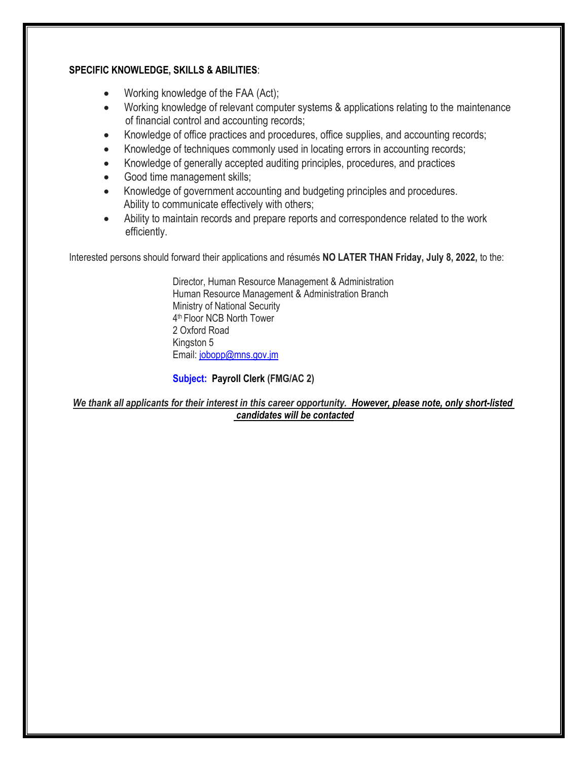**SPECIFIC KNOWLEDGE, SKILLS & ABILITIES**:

- Working knowledge of the FAA (Act);
- Working knowledge of relevant computer systems & applications relating to the maintenance of financial control and accounting records;
- Knowledge of office practices and procedures, office supplies, and accounting records;
- Knowledge of techniques commonly used in locating errors in accounting records;
- Knowledge of generally accepted auditing principles, procedures, and practices
- Good time management skills;
- Knowledge of government accounting and budgeting principles and procedures. Ability to communicate effectively with others;
- Ability to maintain records and prepare reports and correspondence related to the work efficiently.

Interested persons should forward their applications and résumés **NO LATER THAN Friday, July 8, 2022,** to the:

Director, Human Resource Management & Administration
Human Resource Management & Administration Branch
Ministry of National Security
4th Floor NCB North Tower
2 Oxford Road
Kingston 5
Email: jobopp@mns.gov.jm

**Subject: Payroll Clerk (FMG/AC 2)**

***We thank all applicants for their interest in this career opportunity. However, please note, only short-listed candidates will be contacted***